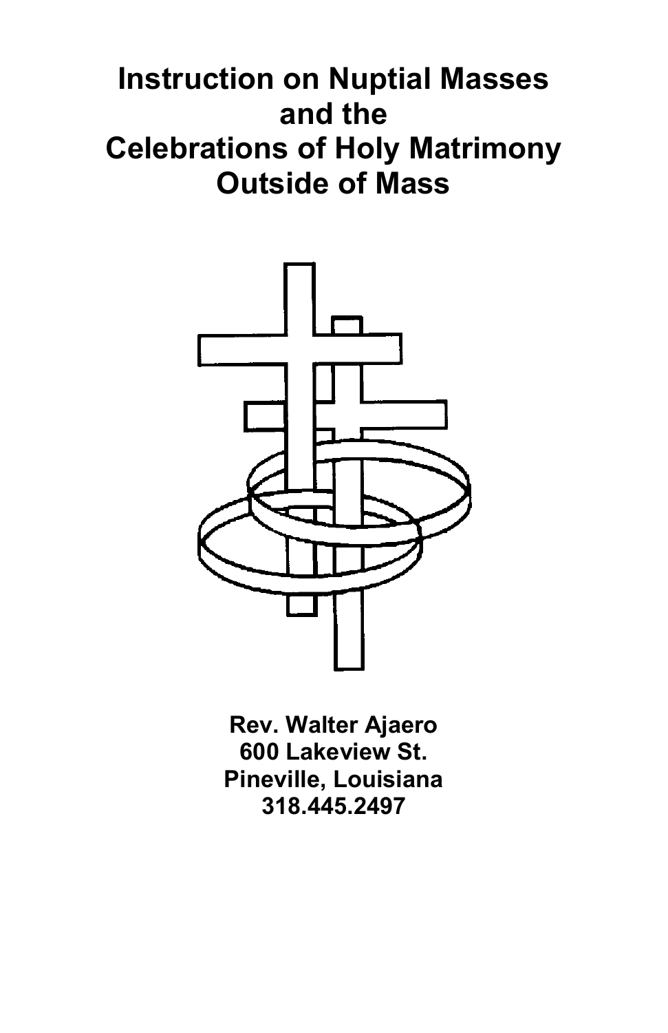# Instruction on Nuptial Masses and the Celebrations of Holy Matrimony Outside of Mass

**Rev. Walter Ajaero**
**600 Lakeview St.**
**Pineville, Louisiana**
**318.445.2497**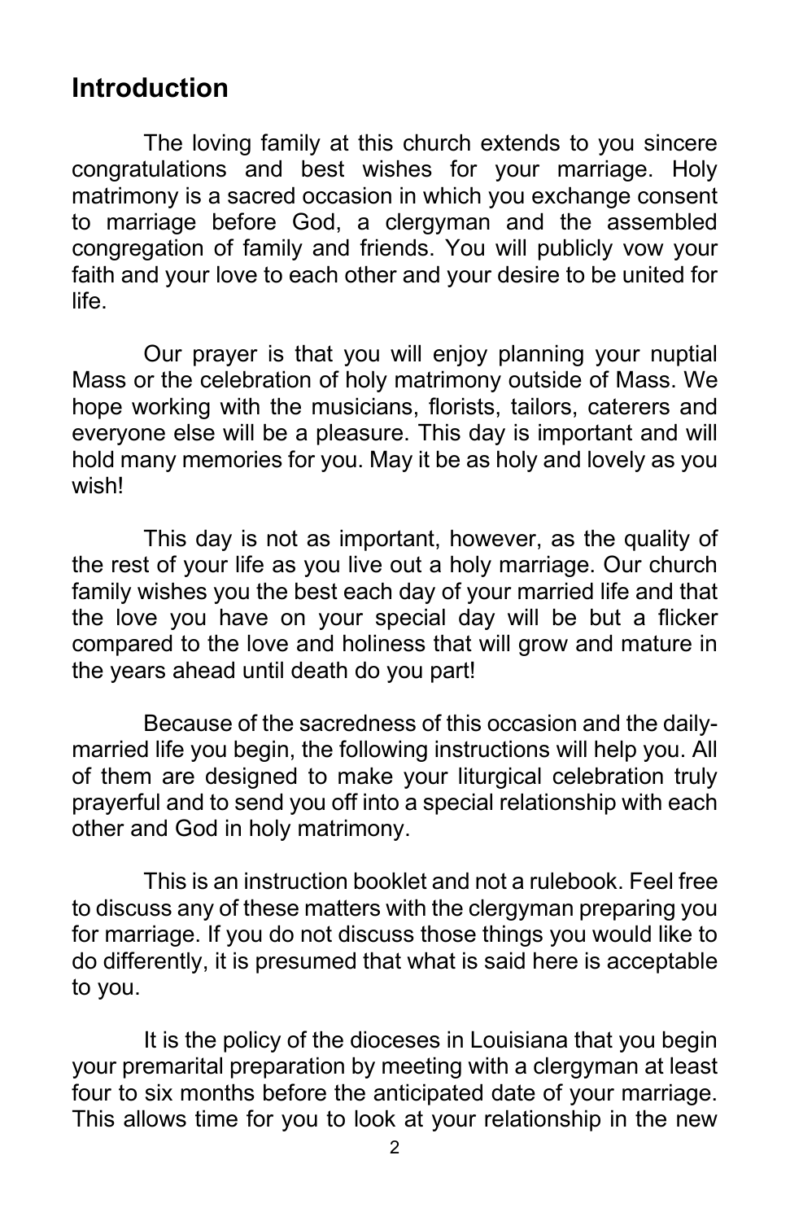## Introduction

The loving family at this church extends to you sincere congratulations and best wishes for your marriage. Holy matrimony is a sacred occasion in which you exchange consent to marriage before God, a clergyman and the assembled congregation of family and friends. You will publicly vow your faith and your love to each other and your desire to be united for life.

Our prayer is that you will enjoy planning your nuptial Mass or the celebration of holy matrimony outside of Mass. We hope working with the musicians, florists, tailors, caterers and everyone else will be a pleasure. This day is important and will hold many memories for you. May it be as holy and lovely as you wish!

This day is not as important, however, as the quality of the rest of your life as you live out a holy marriage. Our church family wishes you the best each day of your married life and that the love you have on your special day will be but a flicker compared to the love and holiness that will grow and mature in the years ahead until death do you part!

Because of the sacredness of this occasion and the daily-married life you begin, the following instructions will help you. All of them are designed to make your liturgical celebration truly prayerful and to send you off into a special relationship with each other and God in holy matrimony.

This is an instruction booklet and not a rulebook. Feel free to discuss any of these matters with the clergyman preparing you for marriage. If you do not discuss those things you would like to do differently, it is presumed that what is said here is acceptable to you.

It is the policy of the dioceses in Louisiana that you begin your premarital preparation by meeting with a clergyman at least four to six months before the anticipated date of your marriage. This allows time for you to look at your relationship in the new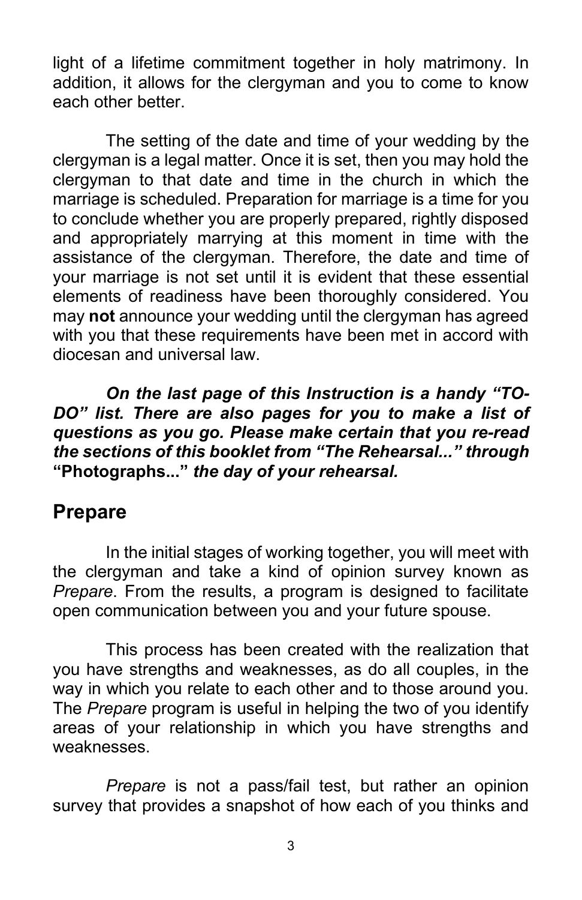light of a lifetime commitment together in holy matrimony. In addition, it allows for the clergyman and you to come to know each other better.

The setting of the date and time of your wedding by the clergyman is a legal matter. Once it is set, then you may hold the clergyman to that date and time in the church in which the marriage is scheduled. Preparation for marriage is a time for you to conclude whether you are properly prepared, rightly disposed and appropriately marrying at this moment in time with the assistance of the clergyman. Therefore, the date and time of your marriage is not set until it is evident that these essential elements of readiness have been thoroughly considered. You may **not** announce your wedding until the clergyman has agreed with you that these requirements have been met in accord with diocesan and universal law.

***On the last page of this Instruction is a handy "TO-DO" list. There are also pages for you to make a list of questions as you go. Please make certain that you re-read the sections of this booklet from "The Rehearsal..." through*** **"Photographs..."** ***the day of your rehearsal.***

## Prepare

In the initial stages of working together, you will meet with the clergyman and take a kind of opinion survey known as *Prepare*. From the results, a program is designed to facilitate open communication between you and your future spouse.

This process has been created with the realization that you have strengths and weaknesses, as do all couples, in the way in which you relate to each other and to those around you. The *Prepare* program is useful in helping the two of you identify areas of your relationship in which you have strengths and weaknesses.

*Prepare* is not a pass/fail test, but rather an opinion survey that provides a snapshot of how each of you thinks and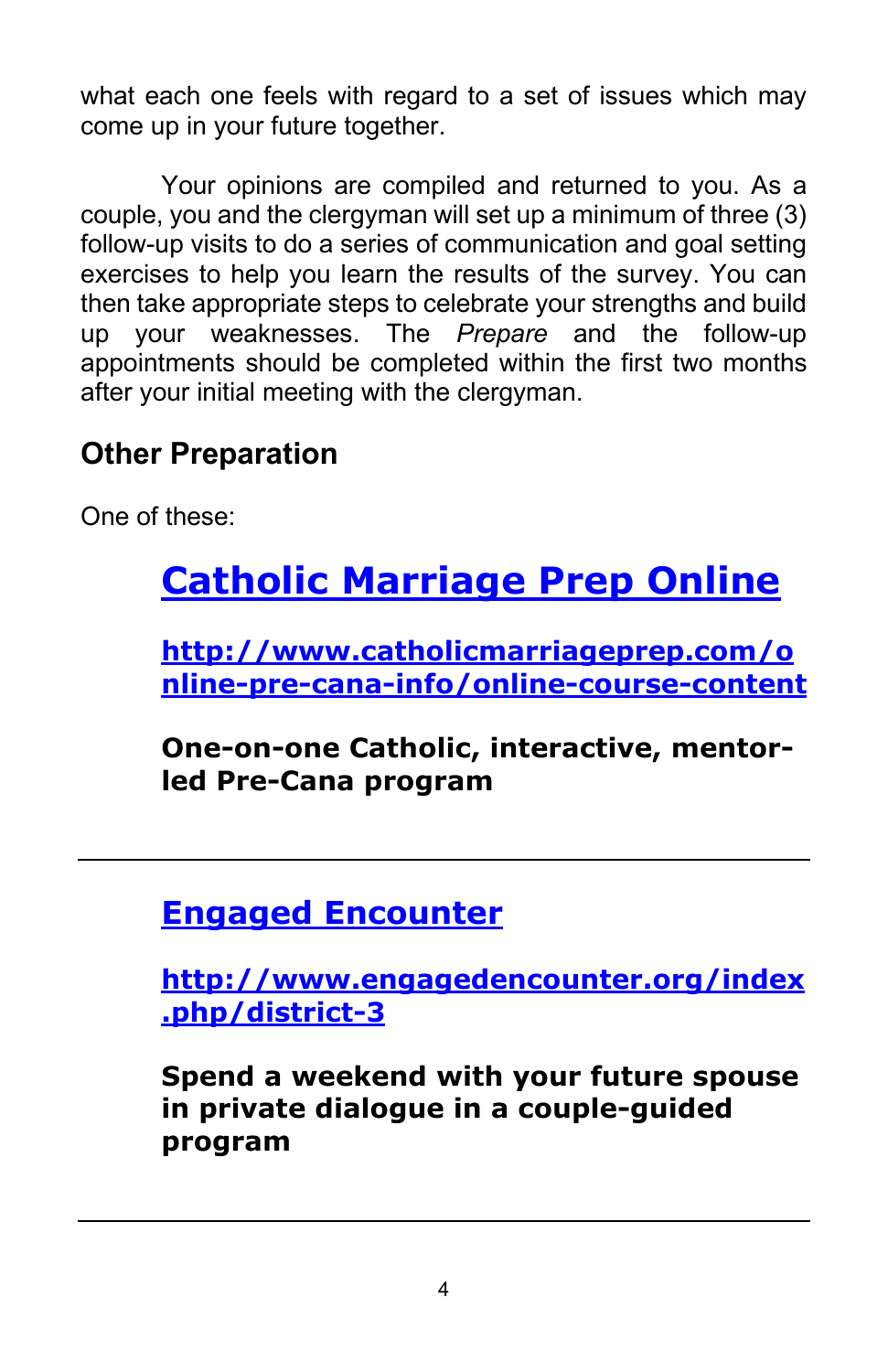what each one feels with regard to a set of issues which may come up in your future together.

Your opinions are compiled and returned to you. As a couple, you and the clergyman will set up a minimum of three (3) follow-up visits to do a series of communication and goal setting exercises to help you learn the results of the survey. You can then take appropriate steps to celebrate your strengths and build up your weaknesses. The *Prepare* and the follow-up appointments should be completed within the first two months after your initial meeting with the clergyman.

## Other Preparation

One of these:

### [Catholic Marriage Prep Online](http://www.catholicmarriageprep.com/online-pre-cana-info/online-course-content)

**[http://www.catholicmarriageprep.com/online-pre-cana-info/online-course-content](http://www.catholicmarriageprep.com/online-pre-cana-info/online-course-content)**

**One-on-one Catholic, interactive, mentor-led Pre-Cana program**

---

### [Engaged Encounter](http://www.engagedencounter.org/index.php/district-3)

**[http://www.engagedencounter.org/index.php/district-3](http://www.engagedencounter.org/index.php/district-3)**

**Spend a weekend with your future spouse in private dialogue in a couple-guided program**

---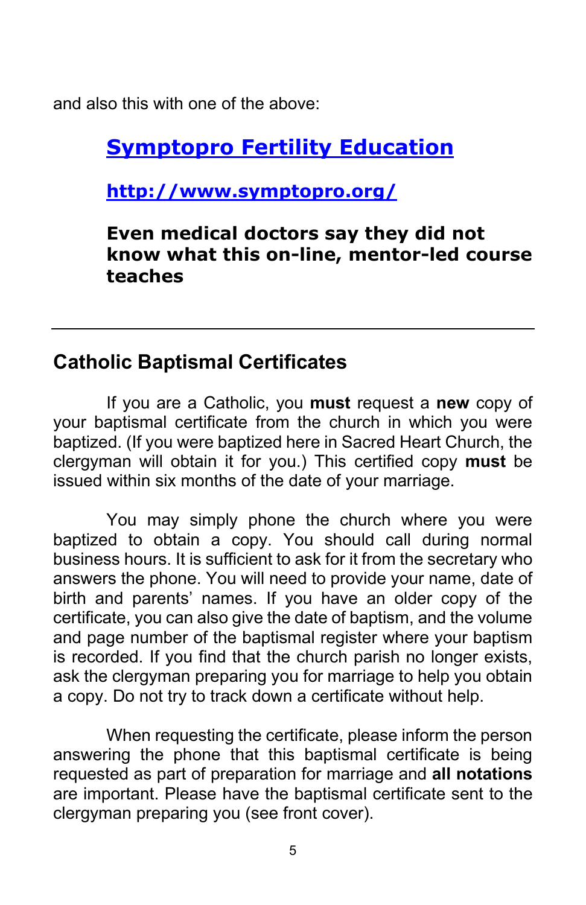and also this with one of the above:

**[Symptopro Fertility Education](http://www.symptopro.org/)**

**[http://www.symptopro.org/](http://www.symptopro.org/)**

**Even medical doctors say they did not know what this on-line, mentor-led course teaches**

---

## Catholic Baptismal Certificates

If you are a Catholic, you **must** request a **new** copy of your baptismal certificate from the church in which you were baptized. (If you were baptized here in Sacred Heart Church, the clergyman will obtain it for you.) This certified copy **must** be issued within six months of the date of your marriage.

You may simply phone the church where you were baptized to obtain a copy. You should call during normal business hours. It is sufficient to ask for it from the secretary who answers the phone. You will need to provide your name, date of birth and parents' names. If you have an older copy of the certificate, you can also give the date of baptism, and the volume and page number of the baptismal register where your baptism is recorded. If you find that the church parish no longer exists, ask the clergyman preparing you for marriage to help you obtain a copy. Do not try to track down a certificate without help.

When requesting the certificate, please inform the person answering the phone that this baptismal certificate is being requested as part of preparation for marriage and **all notations** are important. Please have the baptismal certificate sent to the clergyman preparing you (see front cover).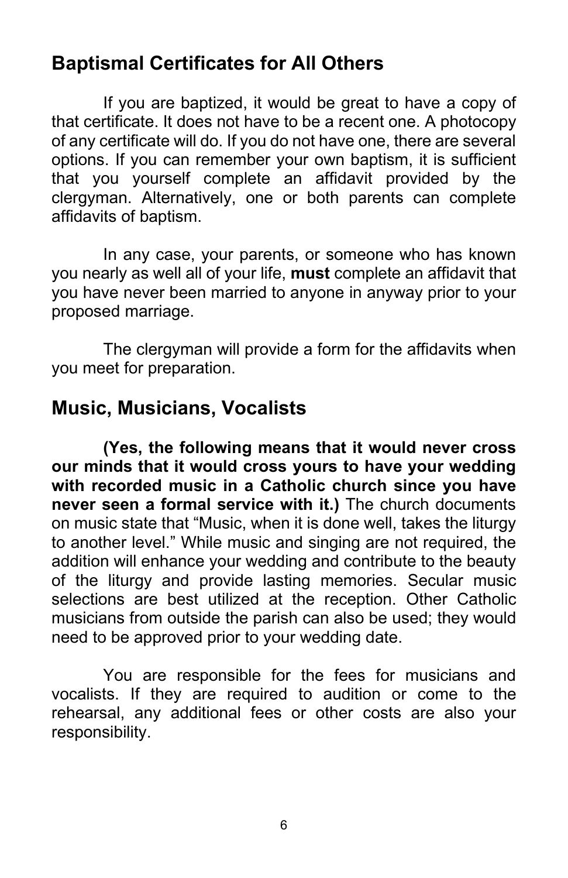## Baptismal Certificates for All Others

If you are baptized, it would be great to have a copy of that certificate. It does not have to be a recent one. A photocopy of any certificate will do. If you do not have one, there are several options. If you can remember your own baptism, it is sufficient that you yourself complete an affidavit provided by the clergyman. Alternatively, one or both parents can complete affidavits of baptism.

In any case, your parents, or someone who has known you nearly as well all of your life, **must** complete an affidavit that you have never been married to anyone in anyway prior to your proposed marriage.

The clergyman will provide a form for the affidavits when you meet for preparation.

## Music, Musicians, Vocalists

**(Yes, the following means that it would never cross our minds that it would cross yours to have your wedding with recorded music in a Catholic church since you have never seen a formal service with it.)** The church documents on music state that "Music, when it is done well, takes the liturgy to another level." While music and singing are not required, the addition will enhance your wedding and contribute to the beauty of the liturgy and provide lasting memories. Secular music selections are best utilized at the reception. Other Catholic musicians from outside the parish can also be used; they would need to be approved prior to your wedding date.

You are responsible for the fees for musicians and vocalists. If they are required to audition or come to the rehearsal, any additional fees or other costs are also your responsibility.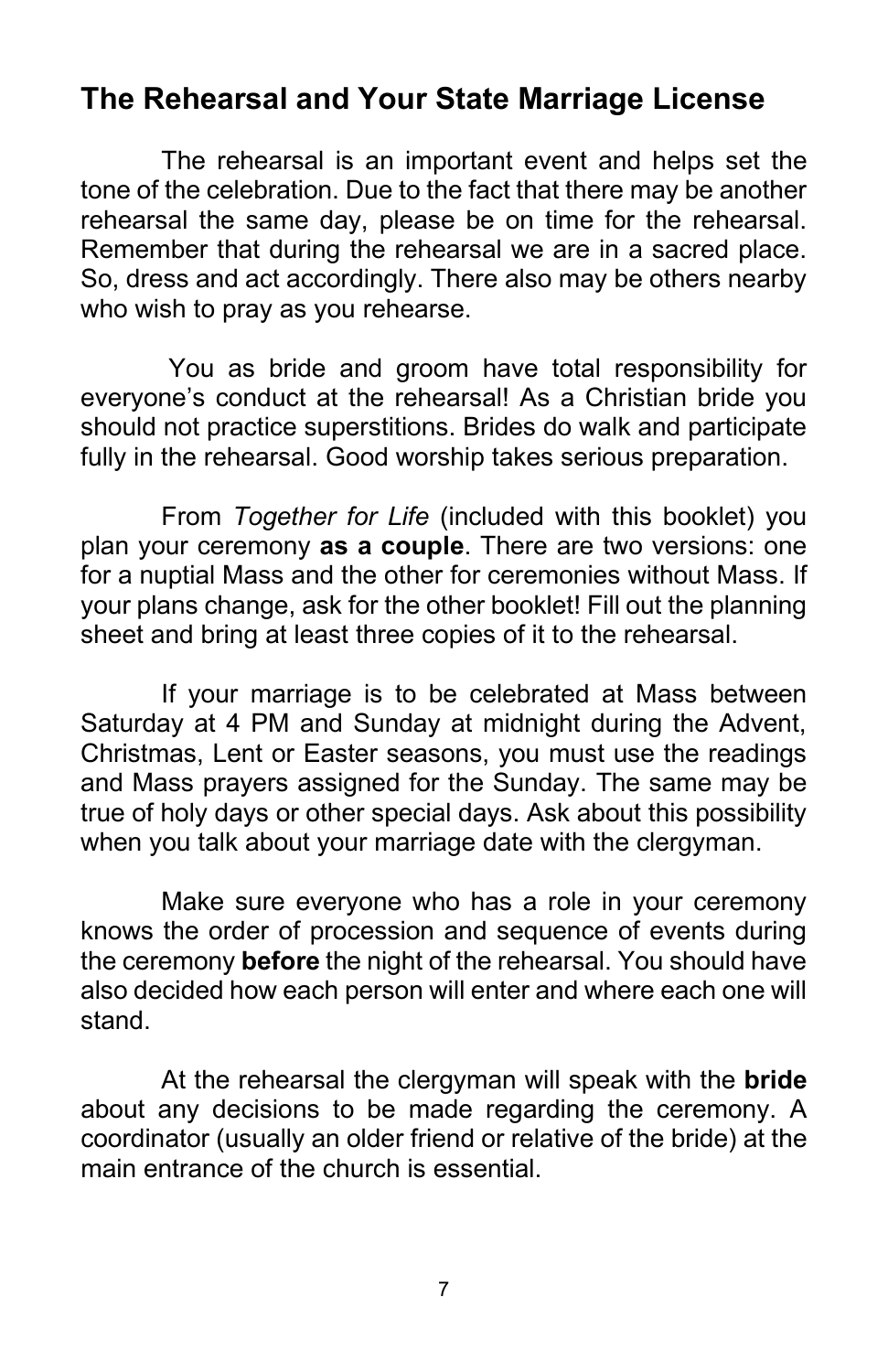## The Rehearsal and Your State Marriage License

The rehearsal is an important event and helps set the tone of the celebration. Due to the fact that there may be another rehearsal the same day, please be on time for the rehearsal. Remember that during the rehearsal we are in a sacred place. So, dress and act accordingly. There also may be others nearby who wish to pray as you rehearse.

You as bride and groom have total responsibility for everyone's conduct at the rehearsal! As a Christian bride you should not practice superstitions. Brides do walk and participate fully in the rehearsal. Good worship takes serious preparation.

From *Together for Life* (included with this booklet) you plan your ceremony **as a couple**. There are two versions: one for a nuptial Mass and the other for ceremonies without Mass. If your plans change, ask for the other booklet! Fill out the planning sheet and bring at least three copies of it to the rehearsal.

If your marriage is to be celebrated at Mass between Saturday at 4 PM and Sunday at midnight during the Advent, Christmas, Lent or Easter seasons, you must use the readings and Mass prayers assigned for the Sunday. The same may be true of holy days or other special days. Ask about this possibility when you talk about your marriage date with the clergyman.

Make sure everyone who has a role in your ceremony knows the order of procession and sequence of events during the ceremony **before** the night of the rehearsal. You should have also decided how each person will enter and where each one will stand.

At the rehearsal the clergyman will speak with the **bride** about any decisions to be made regarding the ceremony. A coordinator (usually an older friend or relative of the bride) at the main entrance of the church is essential.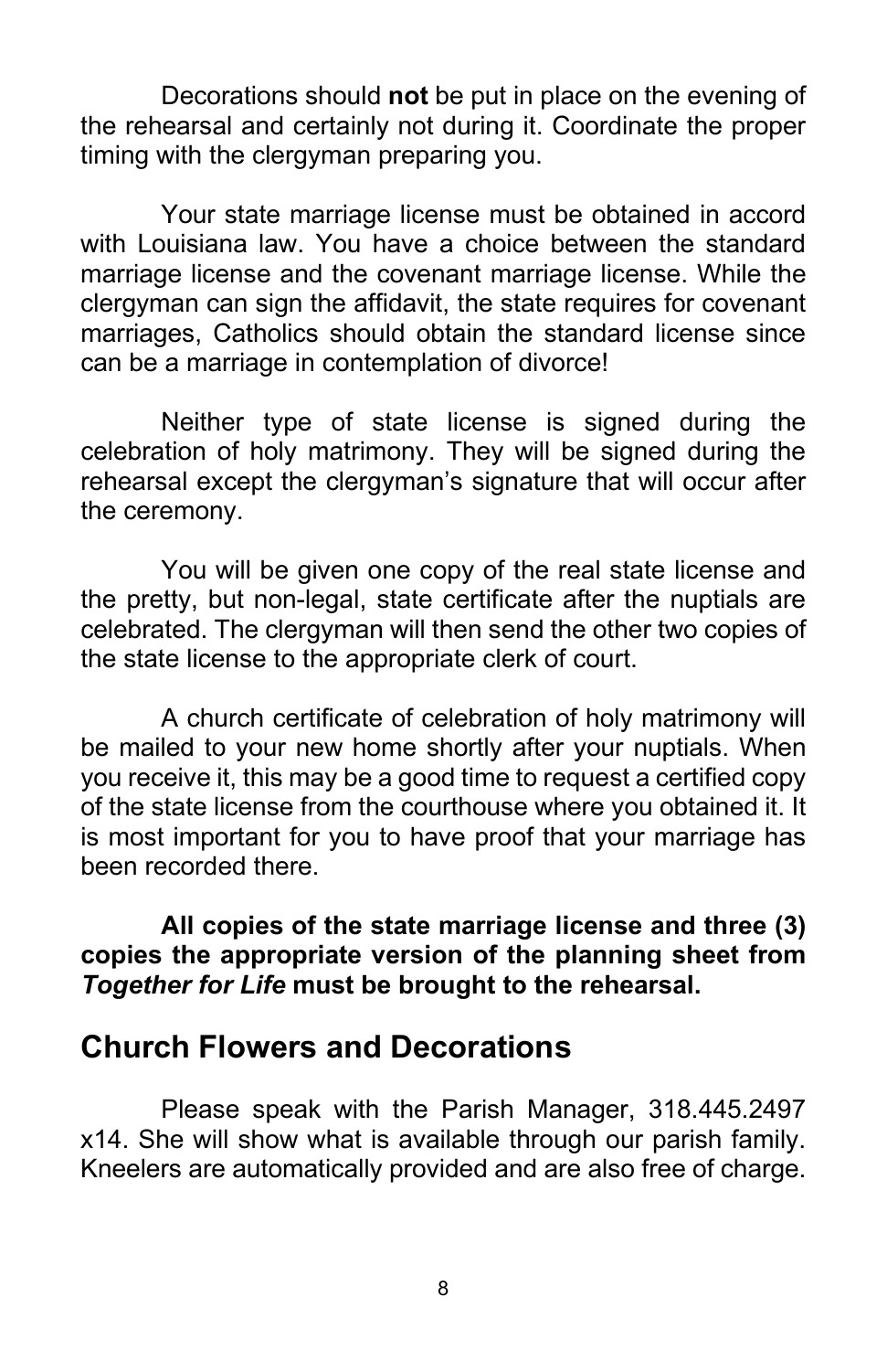Decorations should **not** be put in place on the evening of the rehearsal and certainly not during it. Coordinate the proper timing with the clergyman preparing you.

Your state marriage license must be obtained in accord with Louisiana law. You have a choice between the standard marriage license and the covenant marriage license. While the clergyman can sign the affidavit, the state requires for covenant marriages, Catholics should obtain the standard license since can be a marriage in contemplation of divorce!

Neither type of state license is signed during the celebration of holy matrimony. They will be signed during the rehearsal except the clergyman's signature that will occur after the ceremony.

You will be given one copy of the real state license and the pretty, but non-legal, state certificate after the nuptials are celebrated. The clergyman will then send the other two copies of the state license to the appropriate clerk of court.

A church certificate of celebration of holy matrimony will be mailed to your new home shortly after your nuptials. When you receive it, this may be a good time to request a certified copy of the state license from the courthouse where you obtained it. It is most important for you to have proof that your marriage has been recorded there.

**All copies of the state marriage license and three (3) copies the appropriate version of the planning sheet from *Together for Life* must be brought to the rehearsal.**

## Church Flowers and Decorations

Please speak with the Parish Manager, 318.445.2497 x14. She will show what is available through our parish family. Kneelers are automatically provided and are also free of charge.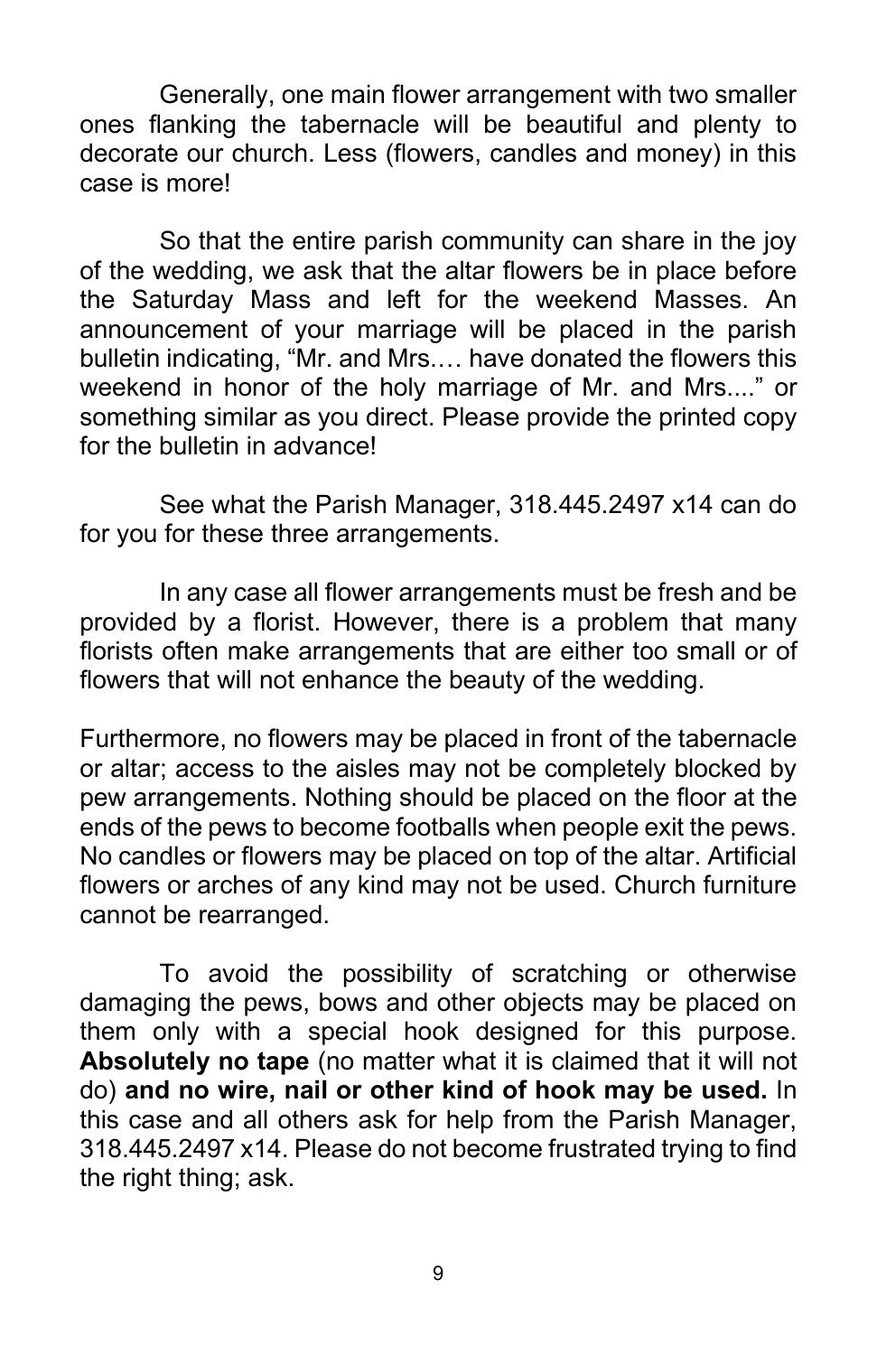Generally, one main flower arrangement with two smaller ones flanking the tabernacle will be beautiful and plenty to decorate our church. Less (flowers, candles and money) in this case is more!

So that the entire parish community can share in the joy of the wedding, we ask that the altar flowers be in place before the Saturday Mass and left for the weekend Masses. An announcement of your marriage will be placed in the parish bulletin indicating, "Mr. and Mrs.… have donated the flowers this weekend in honor of the holy marriage of Mr. and Mrs...." or something similar as you direct. Please provide the printed copy for the bulletin in advance!

See what the Parish Manager, 318.445.2497 x14 can do for you for these three arrangements.

In any case all flower arrangements must be fresh and be provided by a florist. However, there is a problem that many florists often make arrangements that are either too small or of flowers that will not enhance the beauty of the wedding.

Furthermore, no flowers may be placed in front of the tabernacle or altar; access to the aisles may not be completely blocked by pew arrangements. Nothing should be placed on the floor at the ends of the pews to become footballs when people exit the pews. No candles or flowers may be placed on top of the altar. Artificial flowers or arches of any kind may not be used. Church furniture cannot be rearranged.

To avoid the possibility of scratching or otherwise damaging the pews, bows and other objects may be placed on them only with a special hook designed for this purpose. **Absolutely no tape** (no matter what it is claimed that it will not do) **and no wire, nail or other kind of hook may be used.** In this case and all others ask for help from the Parish Manager, 318.445.2497 x14. Please do not become frustrated trying to find the right thing; ask.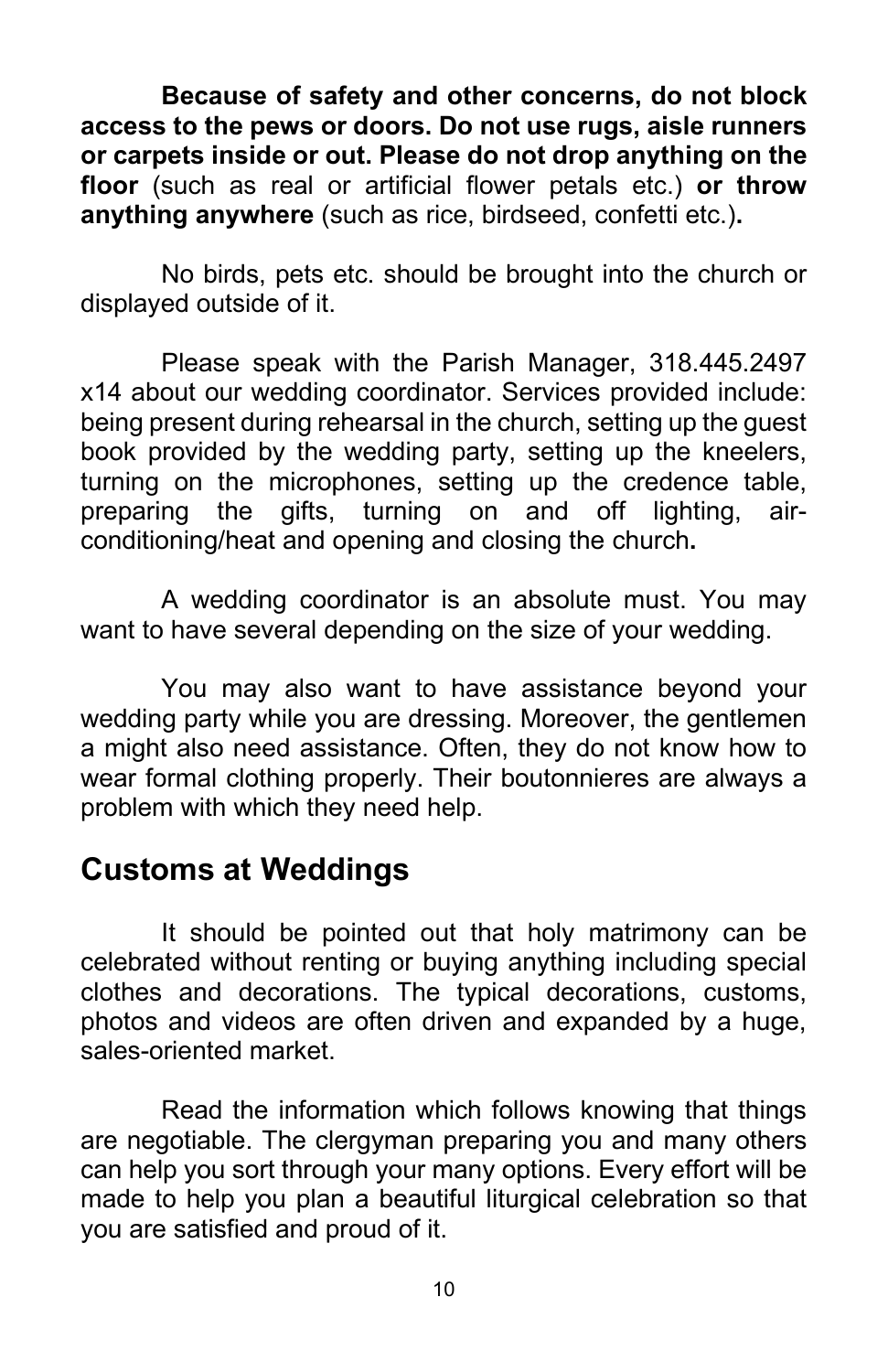**Because of safety and other concerns, do not block access to the pews or doors. Do not use rugs, aisle runners or carpets inside or out. Please do not drop anything on the floor** (such as real or artificial flower petals etc.) **or throw anything anywhere** (such as rice, birdseed, confetti etc.)**.**

No birds, pets etc. should be brought into the church or displayed outside of it.

Please speak with the Parish Manager, 318.445.2497 x14 about our wedding coordinator. Services provided include: being present during rehearsal in the church, setting up the guest book provided by the wedding party, setting up the kneelers, turning on the microphones, setting up the credence table, preparing the gifts, turning on and off lighting, air-conditioning/heat and opening and closing the church**.**

A wedding coordinator is an absolute must. You may want to have several depending on the size of your wedding.

You may also want to have assistance beyond your wedding party while you are dressing. Moreover, the gentlemen a might also need assistance. Often, they do not know how to wear formal clothing properly. Their boutonnieres are always a problem with which they need help.

## Customs at Weddings

It should be pointed out that holy matrimony can be celebrated without renting or buying anything including special clothes and decorations. The typical decorations, customs, photos and videos are often driven and expanded by a huge, sales-oriented market.

Read the information which follows knowing that things are negotiable. The clergyman preparing you and many others can help you sort through your many options. Every effort will be made to help you plan a beautiful liturgical celebration so that you are satisfied and proud of it.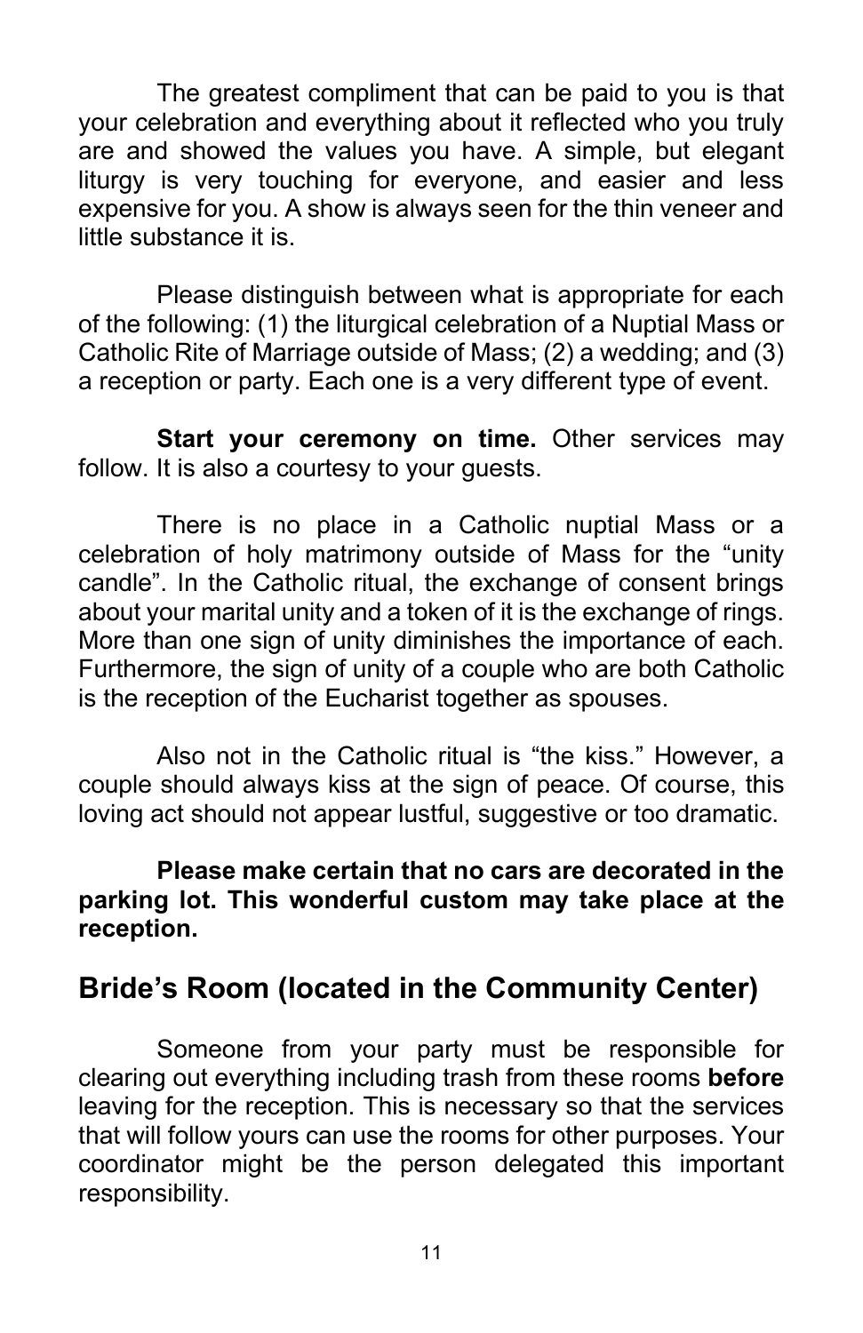The greatest compliment that can be paid to you is that your celebration and everything about it reflected who you truly are and showed the values you have. A simple, but elegant liturgy is very touching for everyone, and easier and less expensive for you. A show is always seen for the thin veneer and little substance it is.

Please distinguish between what is appropriate for each of the following: (1) the liturgical celebration of a Nuptial Mass or Catholic Rite of Marriage outside of Mass; (2) a wedding; and (3) a reception or party. Each one is a very different type of event.

**Start your ceremony on time.** Other services may follow. It is also a courtesy to your guests.

There is no place in a Catholic nuptial Mass or a celebration of holy matrimony outside of Mass for the "unity candle". In the Catholic ritual, the exchange of consent brings about your marital unity and a token of it is the exchange of rings. More than one sign of unity diminishes the importance of each. Furthermore, the sign of unity of a couple who are both Catholic is the reception of the Eucharist together as spouses.

Also not in the Catholic ritual is "the kiss." However, a couple should always kiss at the sign of peace. Of course, this loving act should not appear lustful, suggestive or too dramatic.

**Please make certain that no cars are decorated in the parking lot. This wonderful custom may take place at the reception.**

## Bride's Room (located in the Community Center)

Someone from your party must be responsible for clearing out everything including trash from these rooms **before** leaving for the reception. This is necessary so that the services that will follow yours can use the rooms for other purposes. Your coordinator might be the person delegated this important responsibility.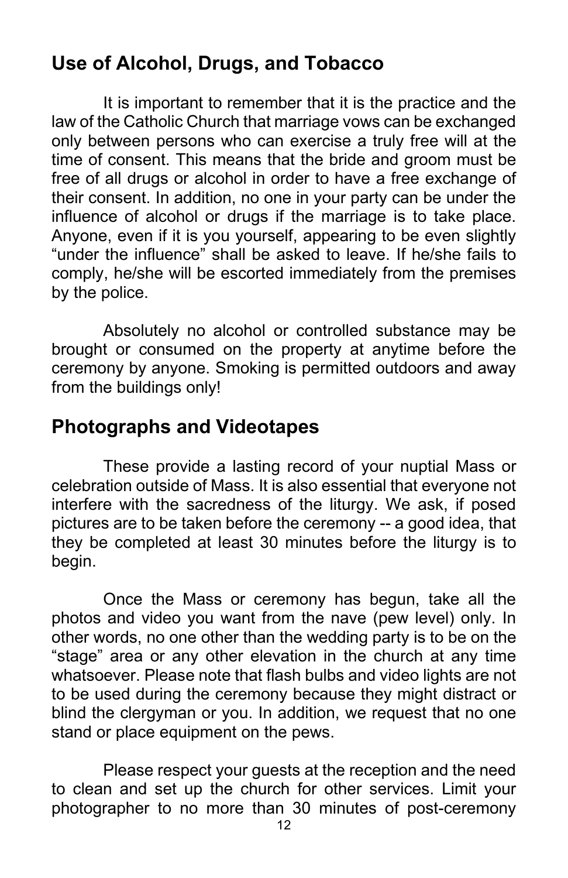## Use of Alcohol, Drugs, and Tobacco

It is important to remember that it is the practice and the law of the Catholic Church that marriage vows can be exchanged only between persons who can exercise a truly free will at the time of consent. This means that the bride and groom must be free of all drugs or alcohol in order to have a free exchange of their consent. In addition, no one in your party can be under the influence of alcohol or drugs if the marriage is to take place. Anyone, even if it is you yourself, appearing to be even slightly "under the influence" shall be asked to leave. If he/she fails to comply, he/she will be escorted immediately from the premises by the police.

Absolutely no alcohol or controlled substance may be brought or consumed on the property at anytime before the ceremony by anyone. Smoking is permitted outdoors and away from the buildings only!

## Photographs and Videotapes

These provide a lasting record of your nuptial Mass or celebration outside of Mass. It is also essential that everyone not interfere with the sacredness of the liturgy. We ask, if posed pictures are to be taken before the ceremony -- a good idea, that they be completed at least 30 minutes before the liturgy is to begin.

Once the Mass or ceremony has begun, take all the photos and video you want from the nave (pew level) only. In other words, no one other than the wedding party is to be on the "stage" area or any other elevation in the church at any time whatsoever. Please note that flash bulbs and video lights are not to be used during the ceremony because they might distract or blind the clergyman or you. In addition, we request that no one stand or place equipment on the pews.

Please respect your guests at the reception and the need to clean and set up the church for other services. Limit your photographer to no more than 30 minutes of post-ceremony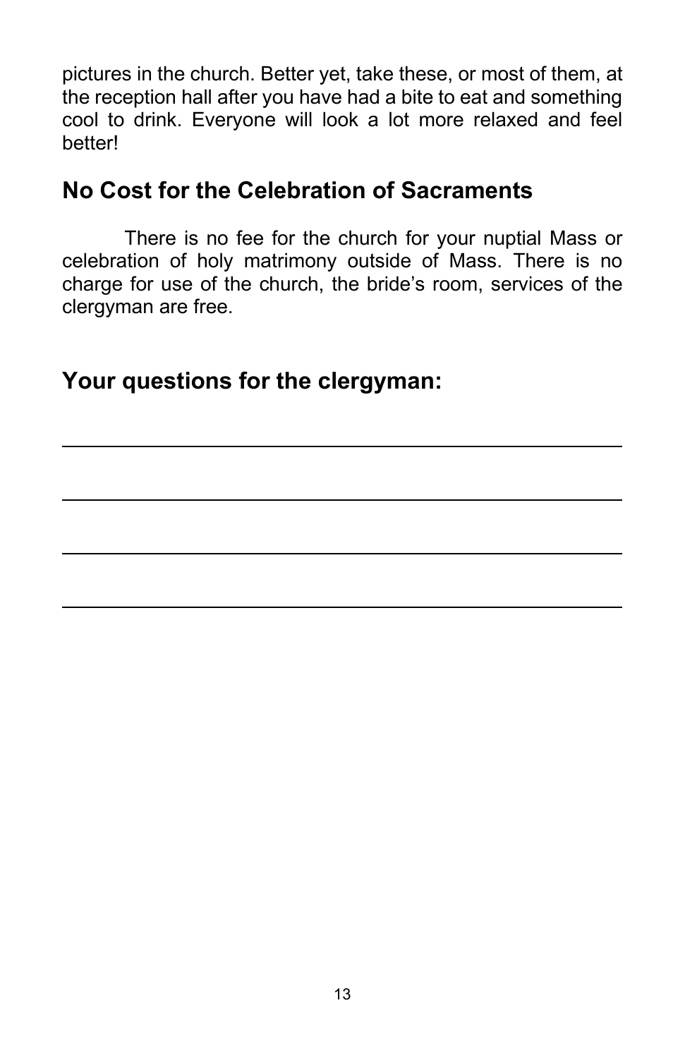pictures in the church. Better yet, take these, or most of them, at the reception hall after you have had a bite to eat and something cool to drink. Everyone will look a lot more relaxed and feel better!

## No Cost for the Celebration of Sacraments

There is no fee for the church for your nuptial Mass or celebration of holy matrimony outside of Mass. There is no charge for use of the church, the bride's room, services of the clergyman are free.

## Your questions for the clergyman:

\_\_\_\_\_\_\_\_\_\_\_\_\_\_\_\_\_\_\_\_\_\_\_\_\_\_\_\_\_\_\_\_\_\_\_\_\_\_\_\_\_\_\_\_\_\_\_\_

\_\_\_\_\_\_\_\_\_\_\_\_\_\_\_\_\_\_\_\_\_\_\_\_\_\_\_\_\_\_\_\_\_\_\_\_\_\_\_\_\_\_\_\_\_\_\_\_

\_\_\_\_\_\_\_\_\_\_\_\_\_\_\_\_\_\_\_\_\_\_\_\_\_\_\_\_\_\_\_\_\_\_\_\_\_\_\_\_\_\_\_\_\_\_\_\_

\_\_\_\_\_\_\_\_\_\_\_\_\_\_\_\_\_\_\_\_\_\_\_\_\_\_\_\_\_\_\_\_\_\_\_\_\_\_\_\_\_\_\_\_\_\_\_\_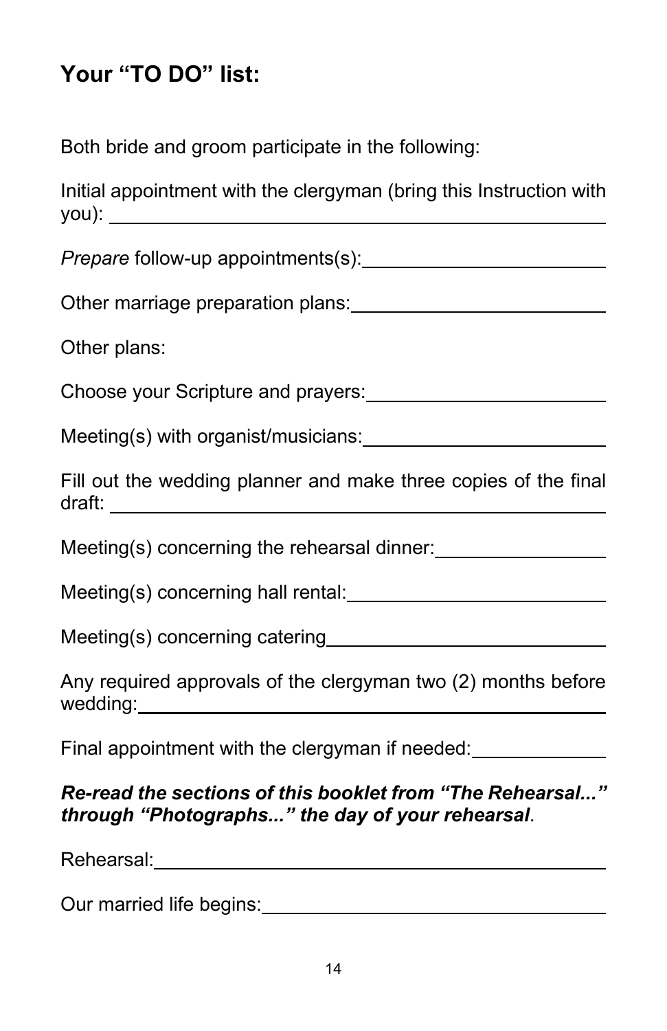## Your "TO DO" list:

Both bride and groom participate in the following:

Initial appointment with the clergyman (bring this Instruction with you): ______________________________

*Prepare* follow-up appointments(s): ______________________________

Other marriage preparation plans: ______________________________

Other plans:

Choose your Scripture and prayers: ______________________________

Meeting(s) with organist/musicians: ______________________________

Fill out the wedding planner and make three copies of the final draft: ______________________________

Meeting(s) concerning the rehearsal dinner: ______________________________

Meeting(s) concerning hall rental: ______________________________

Meeting(s) concerning catering ______________________________

Any required approvals of the clergyman two (2) months before wedding: ______________________________

Final appointment with the clergyman if needed: ______________________________

***Re-read the sections of this booklet from "The Rehearsal..." through "Photographs..." the day of your rehearsal*.**

Rehearsal: ______________________________

Our married life begins: ______________________________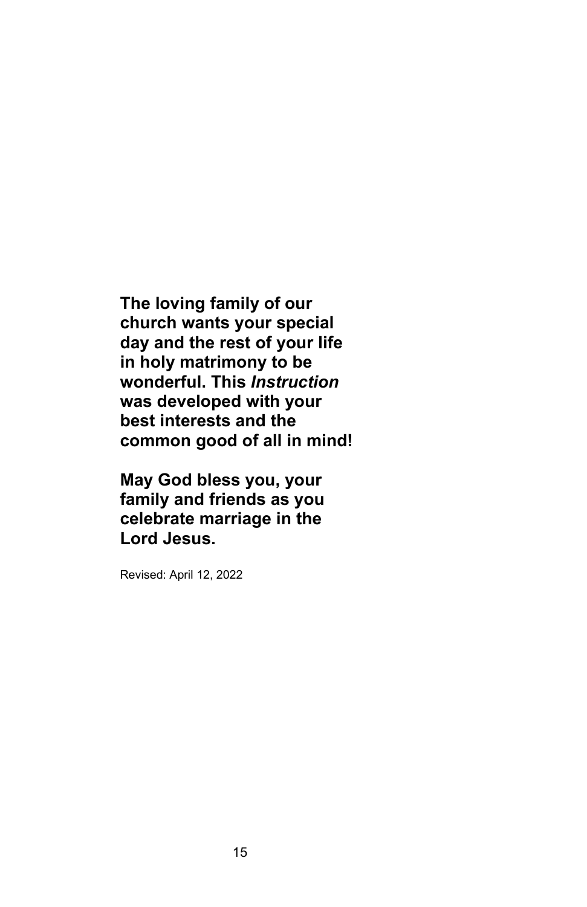**The loving family of our church wants your special day and the rest of your life in holy matrimony to be wonderful. This *Instruction* was developed with your best interests and the common good of all in mind!**

**May God bless you, your family and friends as you celebrate marriage in the Lord Jesus.**

Revised: April 12, 2022